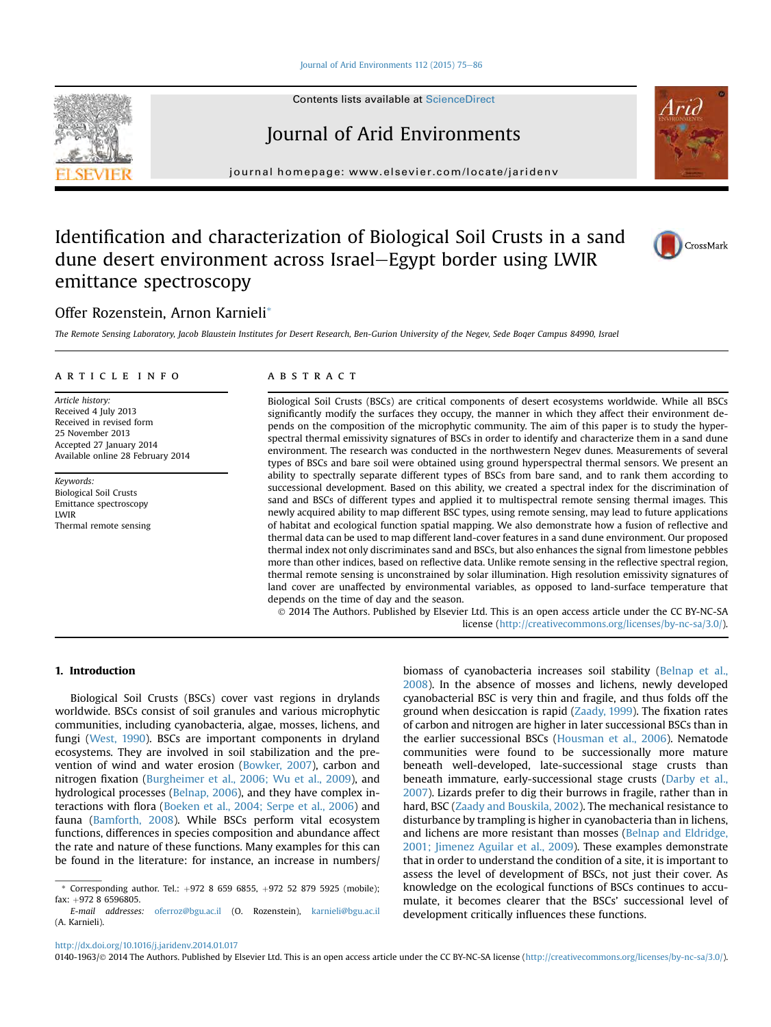Contents lists available at ScienceDirect

Journal of Arid Environments

journal homepage: www.elsevier.com/locate/jaridenv

# Identification and characterization of Biological Soil Crusts in a sand dune desert environment across Israel–Egypt border using LWIR emittance spectroscopy

Offer Rozenstein, Arnon Karnieli*

*The Remote Sensing Laboratory, Jacob Blaustein Institutes for Desert Research, Ben-Gurion University of the Negev, Sede Boqer Campus 84990, Israel*

## ARTICLE INFO

*Article history:*
Received 4 July 2013
Received in revised form
25 November 2013
Accepted 27 January 2014
Available online 28 February 2014

*Keywords:*
Biological Soil Crusts
Emittance spectroscopy
LWIR
Thermal remote sensing

## ABSTRACT

Biological Soil Crusts (BSCs) are critical components of desert ecosystems worldwide. While all BSCs significantly modify the surfaces they occupy, the manner in which they affect their environment depends on the composition of the microphytic community. The aim of this paper is to study the hyperspectral thermal emissivity signatures of BSCs in order to identify and characterize them in a sand dune environment. The research was conducted in the northwestern Negev dunes. Measurements of several types of BSCs and bare soil were obtained using ground hyperspectral thermal sensors. We present an ability to spectrally separate different types of BSCs from bare sand, and to rank them according to successional development. Based on this ability, we created a spectral index for the discrimination of sand and BSCs of different types and applied it to multispectral remote sensing thermal images. This newly acquired ability to map different BSC types, using remote sensing, may lead to future applications of habitat and ecological function spatial mapping. We also demonstrate how a fusion of reflective and thermal data can be used to map different land-cover features in a sand dune environment. Our proposed thermal index not only discriminates sand and BSCs, but also enhances the signal from limestone pebbles more than other indices, based on reflective data. Unlike remote sensing in the reflective spectral region, thermal remote sensing is unconstrained by solar illumination. High resolution emissivity signatures of land cover are unaffected by environmental variables, as opposed to land-surface temperature that depends on the time of day and the season.

© 2014 The Authors. Published by Elsevier Ltd. This is an open access article under the CC BY-NC-SA license (http://creativecommons.org/licenses/by-nc-sa/3.0/).

## 1. Introduction

Biological Soil Crusts (BSCs) cover vast regions in drylands worldwide. BSCs consist of soil granules and various microphytic communities, including cyanobacteria, algae, mosses, lichens, and fungi (West, 1990). BSCs are important components in dryland ecosystems. They are involved in soil stabilization and the prevention of wind and water erosion (Bowker, 2007), carbon and nitrogen fixation (Burgheimer et al., 2006; Wu et al., 2009), and hydrological processes (Belnap, 2006), and they have complex interactions with flora (Boeken et al., 2004; Serpe et al., 2006) and fauna (Bamforth, 2008). While BSCs perform vital ecosystem functions, differences in species composition and abundance affect the rate and nature of these functions. Many examples for this can be found in the literature: for instance, an increase in numbers/biomass of cyanobacteria increases soil stability (Belnap et al., 2008). In the absence of mosses and lichens, newly developed cyanobacterial BSC is very thin and fragile, and thus folds off the ground when desiccation is rapid (Zaady, 1999). The fixation rates of carbon and nitrogen are higher in later successional BSCs than in the earlier successional BSCs (Housman et al., 2006). Nematode communities were found to be successionally more mature beneath well-developed, late-successional stage crusts than beneath immature, early-successional stage crusts (Darby et al., 2007). Lizards prefer to dig their burrows in fragile, rather than in hard, BSC (Zaady and Bouskila, 2002). The mechanical resistance to disturbance by trampling is higher in cyanobacteria than in lichens, and lichens are more resistant than mosses (Belnap and Eldridge, 2001; Jimenez Aguilar et al., 2009). These examples demonstrate that in order to understand the condition of a site, it is important to assess the level of development of BSCs, not just their cover. As knowledge on the ecological functions of BSCs continues to accumulate, it becomes clearer that the BSCs' successional level of development critically influences these functions.

---

* Corresponding author. Tel.: +972 8 659 6855, +972 52 879 5925 (mobile); fax: +972 8 6596805.
*E-mail addresses:* oferroz@bgu.ac.il (O. Rozenstein), karnieli@bgu.ac.il (A. Karnieli).

http://dx.doi.org/10.1016/j.jaridenv.2014.01.017
0140-1963/© 2014 The Authors. Published by Elsevier Ltd. This is an open access article under the CC BY-NC-SA license (http://creativecommons.org/licenses/by-nc-sa/3.0/).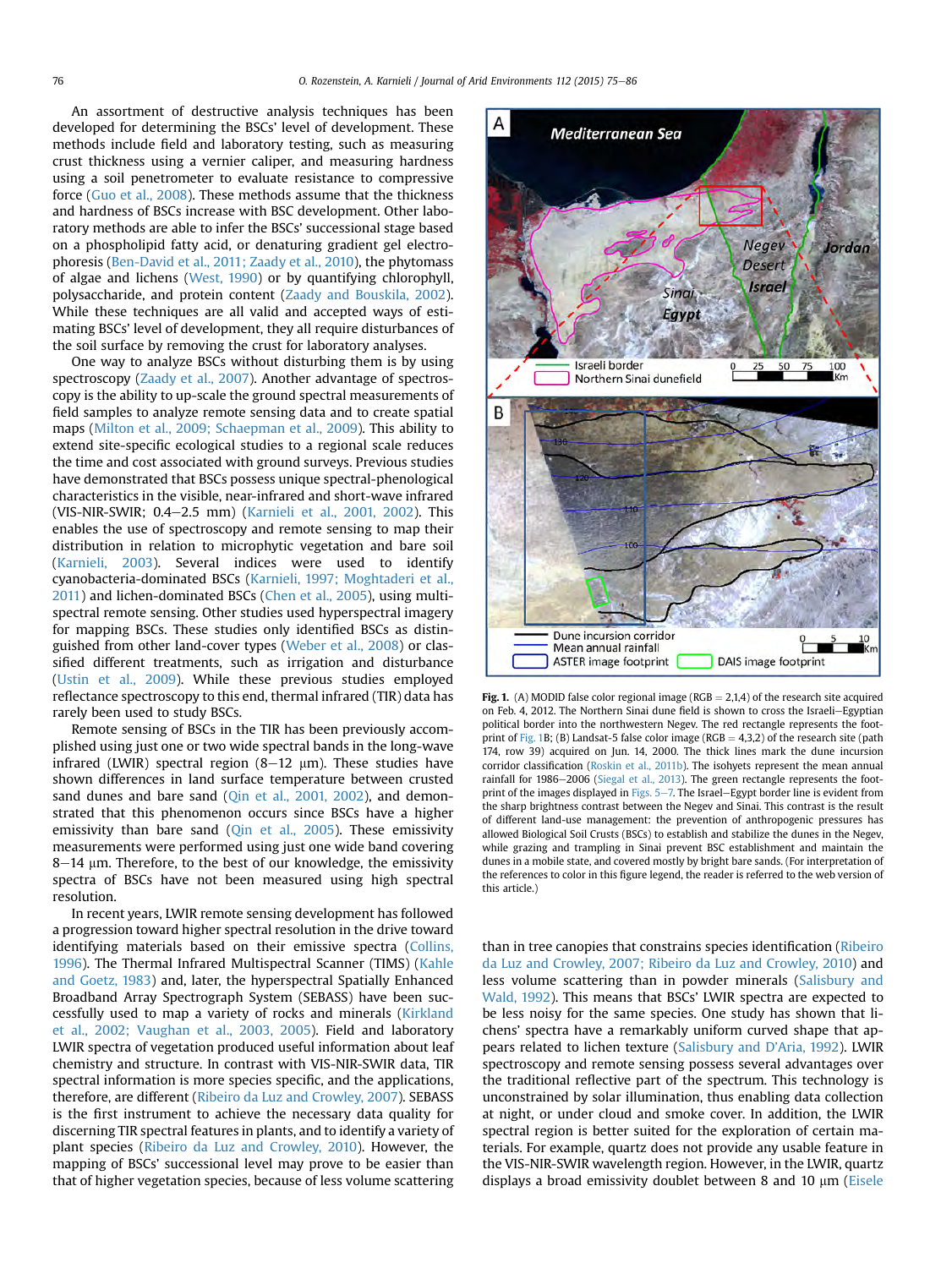An assortment of destructive analysis techniques has been developed for determining the BSCs' level of development. These methods include field and laboratory testing, such as measuring crust thickness using a vernier caliper, and measuring hardness using a soil penetrometer to evaluate resistance to compressive force (Guo et al., 2008). These methods assume that the thickness and hardness of BSCs increase with BSC development. Other laboratory methods are able to infer the BSCs' successional stage based on a phospholipid fatty acid, or denaturing gradient gel electrophoresis (Ben-David et al., 2011; Zaady et al., 2010), the phytomass of algae and lichens (West, 1990) or by quantifying chlorophyll, polysaccharide, and protein content (Zaady and Bouskila, 2002). While these techniques are all valid and accepted ways of estimating BSCs' level of development, they all require disturbances of the soil surface by removing the crust for laboratory analyses.

One way to analyze BSCs without disturbing them is by using spectroscopy (Zaady et al., 2007). Another advantage of spectroscopy is the ability to up-scale the ground spectral measurements of field samples to analyze remote sensing data and to create spatial maps (Milton et al., 2009; Schaepman et al., 2009). This ability to extend site-specific ecological studies to a regional scale reduces the time and cost associated with ground surveys. Previous studies have demonstrated that BSCs possess unique spectral-phenological characteristics in the visible, near-infrared and short-wave infrared (VIS-NIR-SWIR; 0.4–2.5 mm) (Karnieli et al., 2001, 2002). This enables the use of spectroscopy and remote sensing to map their distribution in relation to microphytic vegetation and bare soil (Karnieli, 2003). Several indices were used to identify cyanobacteria-dominated BSCs (Karnieli, 1997; Moghtaderi et al., 2011) and lichen-dominated BSCs (Chen et al., 2005), using multispectral remote sensing. Other studies used hyperspectral imagery for mapping BSCs. These studies only identified BSCs as distinguished from other land-cover types (Weber et al., 2008) or classified different treatments, such as irrigation and disturbance (Ustin et al., 2009). While these previous studies employed reflectance spectroscopy to this end, thermal infrared (TIR) data has rarely been used to study BSCs.

Remote sensing of BSCs in the TIR has been previously accomplished using just one or two wide spectral bands in the long-wave infrared (LWIR) spectral region (8–12 μm). These studies have shown differences in land surface temperature between crusted sand dunes and bare sand (Qin et al., 2001, 2002), and demonstrated that this phenomenon occurs since BSCs have a higher emissivity than bare sand (Qin et al., 2005). These emissivity measurements were performed using just one wide band covering 8–14 μm. Therefore, to the best of our knowledge, the emissivity spectra of BSCs have not been measured using high spectral resolution.

In recent years, LWIR remote sensing development has followed a progression toward higher spectral resolution in the drive toward identifying materials based on their emissive spectra (Collins, 1996). The Thermal Infrared Multispectral Scanner (TIMS) (Kahle and Goetz, 1983) and, later, the hyperspectral Spatially Enhanced Broadband Array Spectrograph System (SEBASS) have been successfully used to map a variety of rocks and minerals (Kirkland et al., 2002; Vaughan et al., 2003, 2005). Field and laboratory LWIR spectra of vegetation produced useful information about leaf chemistry and structure. In contrast with VIS-NIR-SWIR data, TIR spectral information is more species specific, and the applications, therefore, are different (Ribeiro da Luz and Crowley, 2007). SEBASS is the first instrument to achieve the necessary data quality for discerning TIR spectral features in plants, and to identify a variety of plant species (Ribeiro da Luz and Crowley, 2010). However, the mapping of BSCs' successional level may prove to be easier than that of higher vegetation species, because of less volume scattering than in tree canopies that constrains species identification (Ribeiro da Luz and Crowley, 2007; Ribeiro da Luz and Crowley, 2010) and less volume scattering than in powder minerals (Salisbury and Wald, 1992). This means that BSCs' LWIR spectra are expected to be less noisy for the same species. One study has shown that lichens' spectra have a remarkably uniform curved shape that appears related to lichen texture (Salisbury and D'Aria, 1992). LWIR spectroscopy and remote sensing possess several advantages over the traditional reflective part of the spectrum. This technology is unconstrained by solar illumination, thus enabling data collection at night, or under cloud and smoke cover. In addition, the LWIR spectral region is better suited for the exploration of certain materials. For example, quartz does not provide any usable feature in the VIS-NIR-SWIR wavelength region. However, in the LWIR, quartz displays a broad emissivity doublet between 8 and 10 μm (Eisele

**Fig. 1.** (A) MODID false color regional image (RGB = 2,1,4) of the research site acquired on Feb. 4, 2012. The Northern Sinai dune field is shown to cross the Israeli–Egyptian political border into the northwestern Negev. The red rectangle represents the footprint of Fig. 1B; (B) Landsat-5 false color image (RGB = 4,3,2) of the research site (path 174, row 39) acquired on Jun. 14, 2000. The thick lines mark the dune incursion corridor classification (Roskin et al., 2011b). The isohyets represent the mean annual rainfall for 1986–2006 (Siegal et al., 2013). The green rectangle represents the footprint of the images displayed in Figs. 5–7. The Israel–Egypt border line is evident from the sharp brightness contrast between the Negev and Sinai. This contrast is the result of different land-use management: the prevention of anthropogenic pressures has allowed Biological Soil Crusts (BSCs) to establish and stabilize the dunes in the Negev, while grazing and trampling in Sinai prevent BSC establishment and maintain the dunes in a mobile state, and covered mostly by bright bare sands. (For interpretation of the references to color in this figure legend, the reader is referred to the web version of this article.)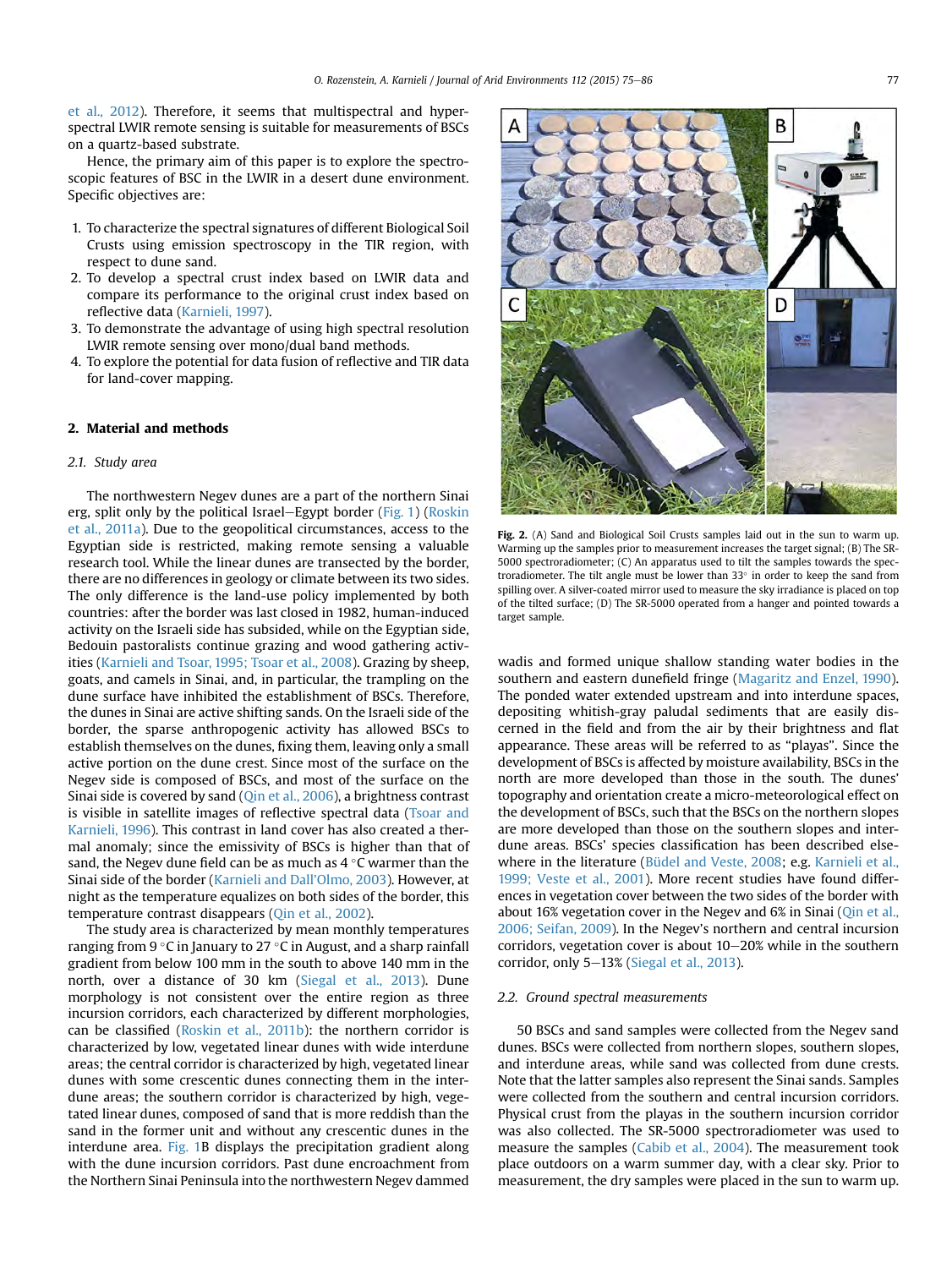et al., 2012). Therefore, it seems that multispectral and hyperspectral LWIR remote sensing is suitable for measurements of BSCs on a quartz-based substrate.

Hence, the primary aim of this paper is to explore the spectroscopic features of BSC in the LWIR in a desert dune environment. Specific objectives are:

1. To characterize the spectral signatures of different Biological Soil Crusts using emission spectroscopy in the TIR region, with respect to dune sand.
2. To develop a spectral crust index based on LWIR data and compare its performance to the original crust index based on reflective data (Karnieli, 1997).
3. To demonstrate the advantage of using high spectral resolution LWIR remote sensing over mono/dual band methods.
4. To explore the potential for data fusion of reflective and TIR data for land-cover mapping.

## 2. Material and methods

### 2.1. Study area

The northwestern Negev dunes are a part of the northern Sinai erg, split only by the political Israel–Egypt border (Fig. 1) (Roskin et al., 2011a). Due to the geopolitical circumstances, access to the Egyptian side is restricted, making remote sensing a valuable research tool. While the linear dunes are transected by the border, there are no differences in geology or climate between its two sides. The only difference is the land-use policy implemented by both countries: after the border was last closed in 1982, human-induced activity on the Israeli side has subsided, while on the Egyptian side, Bedouin pastoralists continue grazing and wood gathering activities (Karnieli and Tsoar, 1995; Tsoar et al., 2008). Grazing by sheep, goats, and camels in Sinai, and, in particular, the trampling on the dune surface have inhibited the establishment of BSCs. Therefore, the dunes in Sinai are active shifting sands. On the Israeli side of the border, the sparse anthropogenic activity has allowed BSCs to establish themselves on the dunes, fixing them, leaving only a small active portion on the dune crest. Since most of the surface on the Negev side is composed of BSCs, and most of the surface on the Sinai side is covered by sand (Qin et al., 2006), a brightness contrast is visible in satellite images of reflective spectral data (Tsoar and Karnieli, 1996). This contrast in land cover has also created a thermal anomaly; since the emissivity of BSCs is higher than that of sand, the Negev dune field can be as much as 4 °C warmer than the Sinai side of the border (Karnieli and Dall'Olmo, 2003). However, at night as the temperature equalizes on both sides of the border, this temperature contrast disappears (Qin et al., 2002).

The study area is characterized by mean monthly temperatures ranging from 9 °C in January to 27 °C in August, and a sharp rainfall gradient from below 100 mm in the south to above 140 mm in the north, over a distance of 30 km (Siegal et al., 2013). Dune morphology is not consistent over the entire region as three incursion corridors, each characterized by different morphologies, can be classified (Roskin et al., 2011b): the northern corridor is characterized by low, vegetated linear dunes with wide interdune areas; the central corridor is characterized by high, vegetated linear dunes with some crescentic dunes connecting them in the interdune areas; the southern corridor is characterized by high, vegetated linear dunes, composed of sand that is more reddish than the sand in the former unit and without any crescentic dunes in the interdune area. Fig. 1B displays the precipitation gradient along with the dune incursion corridors. Past dune encroachment from the Northern Sinai Peninsula into the northwestern Negev dammed wadis and formed unique shallow standing water bodies in the southern and eastern dunefield fringe (Magaritz and Enzel, 1990). The ponded water extended upstream and into interdune spaces, depositing whitish-gray paludal sediments that are easily discerned in the field and from the air by their brightness and flat appearance. These areas will be referred to as "playas". Since the development of BSCs is affected by moisture availability, BSCs in the north are more developed than those in the south. The dunes' topography and orientation create a micro-meteorological effect on the development of BSCs, such that the BSCs on the northern slopes are more developed than those on the southern slopes and interdune areas. BSCs' species classification has been described elsewhere in the literature (Büdel and Veste, 2008; e.g. Karnieli et al., 1999; Veste et al., 2001). More recent studies have found differences in vegetation cover between the two sides of the border with about 16% vegetation cover in the Negev and 6% in Sinai (Qin et al., 2006; Seifan, 2009). In the Negev's northern and central incursion corridors, vegetation cover is about 10–20% while in the southern corridor, only 5–13% (Siegal et al., 2013).

Fig. 2. (A) Sand and Biological Soil Crusts samples laid out in the sun to warm up. Warming up the samples prior to measurement increases the target signal; (B) The SR-5000 spectroradiometer; (C) An apparatus used to tilt the samples towards the spectroradiometer. The tilt angle must be lower than 33° in order to keep the sand from spilling over. A silver-coated mirror used to measure the sky irradiance is placed on top of the tilted surface; (D) The SR-5000 operated from a hanger and pointed towards a target sample.

### 2.2. Ground spectral measurements

50 BSCs and sand samples were collected from the Negev sand dunes. BSCs were collected from northern slopes, southern slopes, and interdune areas, while sand was collected from dune crests. Note that the latter samples also represent the Sinai sands. Samples were collected from the southern and central incursion corridors. Physical crust from the playas in the southern incursion corridor was also collected. The SR-5000 spectroradiometer was used to measure the samples (Cabib et al., 2004). The measurement took place outdoors on a warm summer day, with a clear sky. Prior to measurement, the dry samples were placed in the sun to warm up.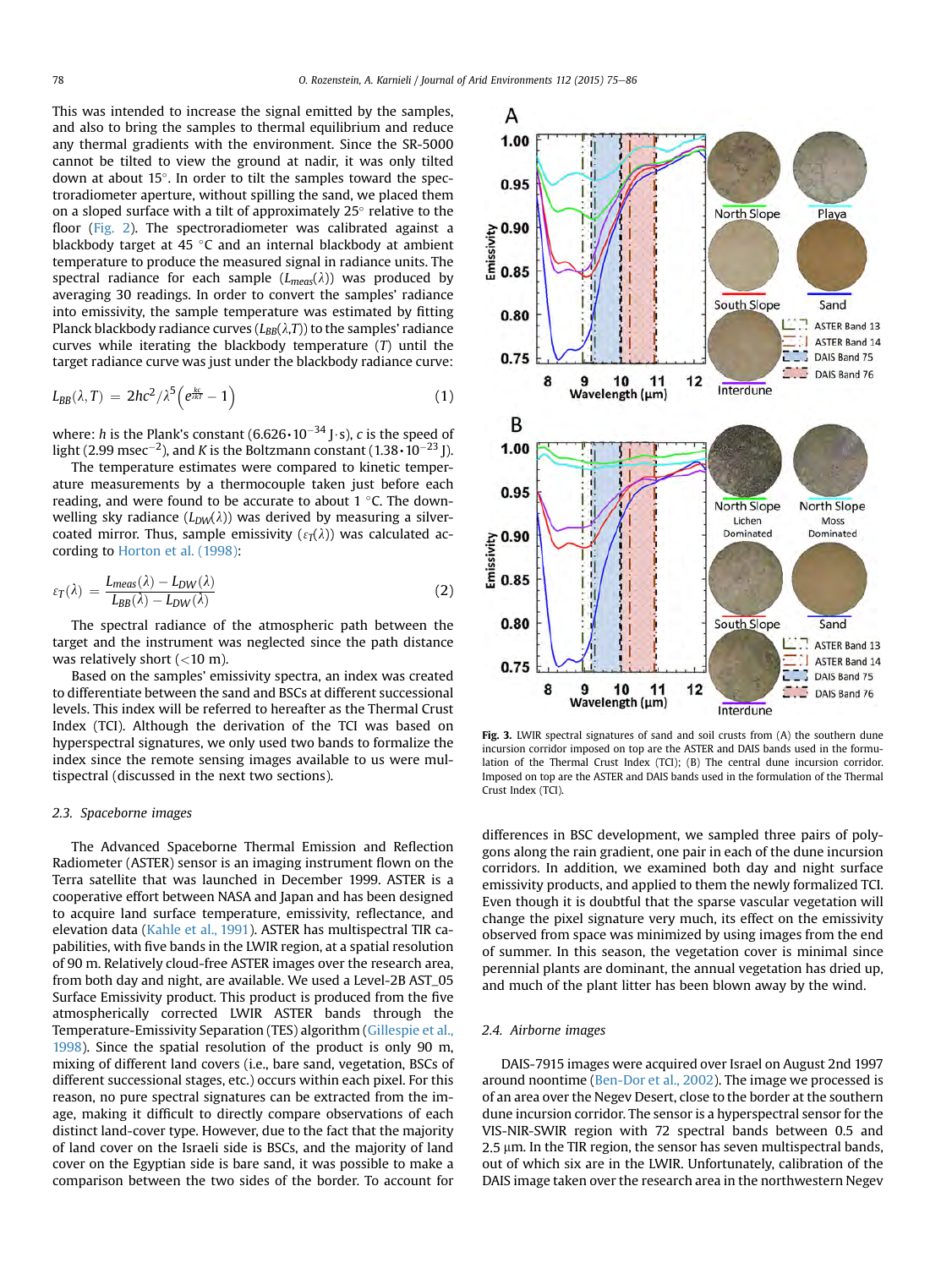This was intended to increase the signal emitted by the samples, and also to bring the samples to thermal equilibrium and reduce any thermal gradients with the environment. Since the SR-5000 cannot be tilted to view the ground at nadir, it was only tilted down at about 15°. In order to tilt the samples toward the spectroradiometer aperture, without spilling the sand, we placed them on a sloped surface with a tilt of approximately 25° relative to the floor (Fig. 2). The spectroradiometer was calibrated against a blackbody target at 45 °C and an internal blackbody at ambient temperature to produce the measured signal in radiance units. The spectral radiance for each sample ($L_{meas}(\lambda)$) was produced by averaging 30 readings. In order to convert the samples' radiance into emissivity, the sample temperature was estimated by fitting Planck blackbody radiance curves ($L_{BB}(\lambda,T)$) to the samples' radiance curves while iterating the blackbody temperature ($T$) until the target radiance curve was just under the blackbody radiance curve:

$$L_{BB}(\lambda,T) = 2hc^2/\lambda^5\left(e^{\frac{kc}{\lambda kT}}-1\right) \quad (1)$$

where: $h$ is the Plank's constant ($6.626 \cdot 10^{-34}$ J·s), $c$ is the speed of light (2.99 msec$^{-2}$), and $K$ is the Boltzmann constant ($1.38 \cdot 10^{-23}$ J).

The temperature estimates were compared to kinetic temperature measurements by a thermocouple taken just before each reading, and were found to be accurate to about 1 °C. The downwelling sky radiance ($L_{DW}(\lambda)$) was derived by measuring a silver-coated mirror. Thus, sample emissivity ($\varepsilon_T(\lambda)$) was calculated according to Horton et al. (1998):

$$\varepsilon_T(\lambda) = \frac{L_{meas}(\lambda) - L_{DW}(\lambda)}{L_{BB}(\lambda) - L_{DW}(\lambda)} \quad (2)$$

The spectral radiance of the atmospheric path between the target and the instrument was neglected since the path distance was relatively short (<10 m).

Based on the samples' emissivity spectra, an index was created to differentiate between the sand and BSCs at different successional levels. This index will be referred to hereafter as the Thermal Crust Index (TCI). Although the derivation of the TCI was based on hyperspectral signatures, we only used two bands to formalize the index since the remote sensing images available to us were multispectral (discussed in the next two sections).

### 2.3. Spaceborne images

The Advanced Spaceborne Thermal Emission and Reflection Radiometer (ASTER) sensor is an imaging instrument flown on the Terra satellite that was launched in December 1999. ASTER is a cooperative effort between NASA and Japan and has been designed to acquire land surface temperature, emissivity, reflectance, and elevation data (Kahle et al., 1991). ASTER has multispectral TIR capabilities, with five bands in the LWIR region, at a spatial resolution of 90 m. Relatively cloud-free ASTER images over the research area, from both day and night, are available. We used a Level-2B AST_05 Surface Emissivity product. This product is produced from the five atmospherically corrected LWIR ASTER bands through the Temperature-Emissivity Separation (TES) algorithm (Gillespie et al., 1998). Since the spatial resolution of the product is only 90 m, mixing of different land covers (i.e., bare sand, vegetation, BSCs of different successional stages, etc.) occurs within each pixel. For this reason, no pure spectral signatures can be extracted from the image, making it difficult to directly compare observations of each distinct land-cover type. However, due to the fact that the majority of land cover on the Israeli side is BSCs, and the majority of land cover on the Egyptian side is bare sand, it was possible to make a comparison between the two sides of the border. To account for differences in BSC development, we sampled three pairs of polygons along the rain gradient, one pair in each of the dune incursion corridors. In addition, we examined both day and night surface emissivity products, and applied to them the newly formalized TCI. Even though it is doubtful that the sparse vascular vegetation will change the pixel signature very much, its effect on the emissivity observed from space was minimized by using images from the end of summer. In this season, the vegetation cover is minimal since perennial plants are dominant, the annual vegetation has dried up, and much of the plant litter has been blown away by the wind.

Fig. 3. LWIR spectral signatures of sand and soil crusts from (A) the southern dune incursion corridor imposed on top are the ASTER and DAIS bands used in the formulation of the Thermal Crust Index (TCI); (B) The central dune incursion corridor. Imposed on top are the ASTER and DAIS bands used in the formulation of the Thermal Crust Index (TCI).

### 2.4. Airborne images

DAIS-7915 images were acquired over Israel on August 2nd 1997 around noontime (Ben-Dor et al., 2002). The image we processed is of an area over the Negev Desert, close to the border at the southern dune incursion corridor. The sensor is a hyperspectral sensor for the VIS-NIR-SWIR region with 72 spectral bands between 0.5 and 2.5 μm. In the TIR region, the sensor has seven multispectral bands, out of which six are in the LWIR. Unfortunately, calibration of the DAIS image taken over the research area in the northwestern Negev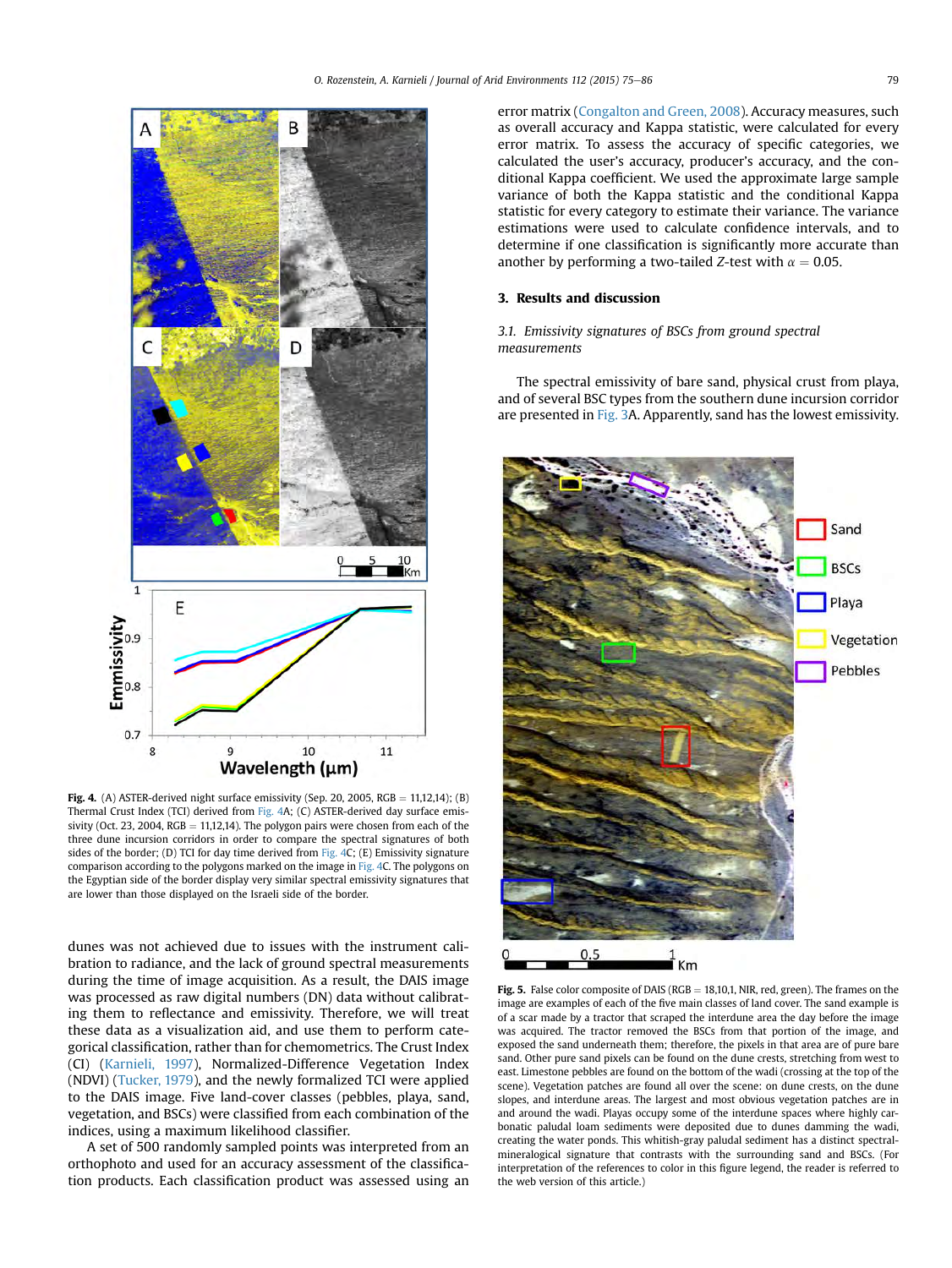**Fig. 4.** (A) ASTER-derived night surface emissivity (Sep. 20, 2005, RGB = 11,12,14); (B) Thermal Crust Index (TCI) derived from Fig. 4A; (C) ASTER-derived day surface emissivity (Oct. 23, 2004, RGB = 11,12,14). The polygon pairs were chosen from each of the three dune incursion corridors in order to compare the spectral signatures of both sides of the border; (D) TCI for day time derived from Fig. 4C; (E) Emissivity signature comparison according to the polygons marked on the image in Fig. 4C. The polygons on the Egyptian side of the border display very similar spectral emissivity signatures that are lower than those displayed on the Israeli side of the border.

dunes was not achieved due to issues with the instrument calibration to radiance, and the lack of ground spectral measurements during the time of image acquisition. As a result, the DAIS image was processed as raw digital numbers (DN) data without calibrating them to reflectance and emissivity. Therefore, we will treat these data as a visualization aid, and use them to perform categorical classification, rather than for chemometrics. The Crust Index (CI) (Karnieli, 1997), Normalized-Difference Vegetation Index (NDVI) (Tucker, 1979), and the newly formalized TCI were applied to the DAIS image. Five land-cover classes (pebbles, playa, sand, vegetation, and BSCs) were classified from each combination of the indices, using a maximum likelihood classifier.

A set of 500 randomly sampled points was interpreted from an orthophoto and used for an accuracy assessment of the classification products. Each classification product was assessed using an error matrix (Congalton and Green, 2008). Accuracy measures, such as overall accuracy and Kappa statistic, were calculated for every error matrix. To assess the accuracy of specific categories, we calculated the user's accuracy, producer's accuracy, and the conditional Kappa coefficient. We used the approximate large sample variance of both the Kappa statistic and the conditional Kappa statistic for every category to estimate their variance. The variance estimations were used to calculate confidence intervals, and to determine if one classification is significantly more accurate than another by performing a two-tailed Z-test with $\alpha = 0.05$.

## 3. Results and discussion

### *3.1. Emissivity signatures of BSCs from ground spectral measurements*

The spectral emissivity of bare sand, physical crust from playa, and of several BSC types from the southern dune incursion corridor are presented in Fig. 3A. Apparently, sand has the lowest emissivity.

**Fig. 5.** False color composite of DAIS (RGB = 18,10,1, NIR, red, green). The frames on the image are examples of each of the five main classes of land cover. The sand example is of a scar made by a tractor that scraped the interdune area the day before the image was acquired. The tractor removed the BSCs from that portion of the image, and exposed the sand underneath them; therefore, the pixels in that area are of pure bare sand. Other pure sand pixels can be found on the dune crests, stretching from west to east. Limestone pebbles are found on the bottom of the wadi (crossing at the top of the scene). Vegetation patches are found all over the scene: on dune crests, on the dune slopes, and interdune areas. The largest and most obvious vegetation patches are in and around the wadi. Playas occupy some of the interdune spaces where highly carbonatic paludal loam sediments were deposited due to dunes damming the wadi, creating the water ponds. This whitish-gray paludal sediment has a distinct spectral-mineralogical signature that contrasts with the surrounding sand and BSCs. (For interpretation of the references to color in this figure legend, the reader is referred to the web version of this article.)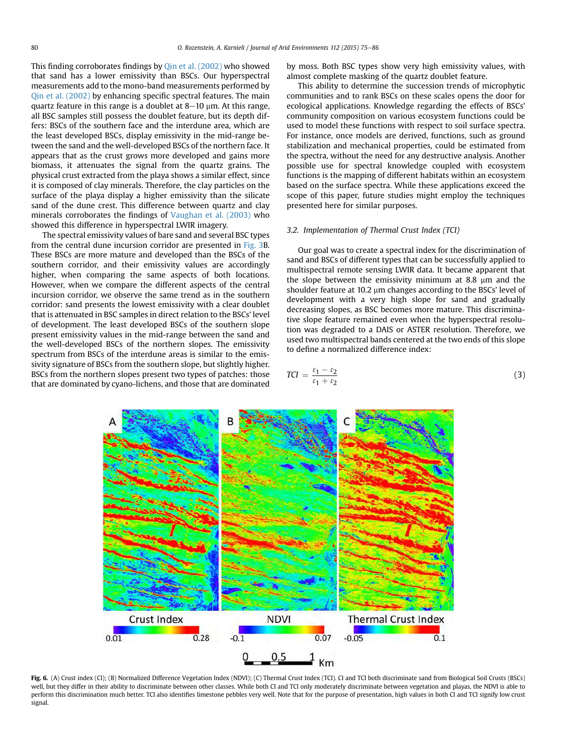This finding corroborates findings by Qin et al. (2002) who showed that sand has a lower emissivity than BSCs. Our hyperspectral measurements add to the mono-band measurements performed by Qin et al. (2002) by enhancing specific spectral features. The main quartz feature in this range is a doublet at 8–10 μm. At this range, all BSC samples still possess the doublet feature, but its depth differs: BSCs of the southern face and the interdune area, which are the least developed BSCs, display emissivity in the mid-range between the sand and the well-developed BSCs of the northern face. It appears that as the crust grows more developed and gains more biomass, it attenuates the signal from the quartz grains. The physical crust extracted from the playa shows a similar effect, since it is composed of clay minerals. Therefore, the clay particles on the surface of the playa display a higher emissivity than the silicate sand of the dune crest. This difference between quartz and clay minerals corroborates the findings of Vaughan et al. (2003) who showed this difference in hyperspectral LWIR imagery.

The spectral emissivity values of bare sand and several BSC types from the central dune incursion corridor are presented in Fig. 3B. These BSCs are more mature and developed than the BSCs of the southern corridor, and their emissivity values are accordingly higher, when comparing the same aspects of both locations. However, when we compare the different aspects of the central incursion corridor, we observe the same trend as in the southern corridor: sand presents the lowest emissivity with a clear doublet that is attenuated in BSC samples in direct relation to the BSCs' level of development. The least developed BSCs of the southern slope present emissivity values in the mid-range between the sand and the well-developed BSCs of the northern slopes. The emissivity spectrum from BSCs of the interdune areas is similar to the emissivity signature of BSCs from the southern slope, but slightly higher. BSCs from the northern slopes present two types of patches: those that are dominated by cyano-lichens, and those that are dominated by moss. Both BSC types show very high emissivity values, with almost complete masking of the quartz doublet feature.

This ability to determine the succession trends of microphytic communities and to rank BSCs on these scales opens the door for ecological applications. Knowledge regarding the effects of BSCs' community composition on various ecosystem functions could be used to model these functions with respect to soil surface spectra. For instance, once models are derived, functions, such as ground stabilization and mechanical properties, could be estimated from the spectra, without the need for any destructive analysis. Another possible use for spectral knowledge coupled with ecosystem functions is the mapping of different habitats within an ecosystem based on the surface spectra. While these applications exceed the scope of this paper, future studies might employ the techniques presented here for similar purposes.

### 3.2. Implementation of Thermal Crust Index (TCI)

Our goal was to create a spectral index for the discrimination of sand and BSCs of different types that can be successfully applied to multispectral remote sensing LWIR data. It became apparent that the slope between the emissivity minimum at 8.8 μm and the shoulder feature at 10.2 μm changes according to the BSCs' level of development with a very high slope for sand and gradually decreasing slopes, as BSC becomes more mature. This discriminative slope feature remained even when the hyperspectral resolution was degraded to a DAIS or ASTER resolution. Therefore, we used two multispectral bands centered at the two ends of this slope to define a normalized difference index:

$$TCI = \frac{\varepsilon_1 - \varepsilon_2}{\varepsilon_1 + \varepsilon_2} \tag{3}$$

**Fig. 6.** (A) Crust index (CI); (B) Normalized Difference Vegetation Index (NDVI); (C) Thermal Crust Index (TCI). CI and TCI both discriminate sand from Biological Soil Crusts (BSCs) well, but they differ in their ability to discriminate between other classes. While both CI and TCI only moderately discriminate between vegetation and playas, the NDVI is able to perform this discrimination much better. TCI also identifies limestone pebbles very well. Note that for the purpose of presentation, high values in both CI and TCI signify low crust signal.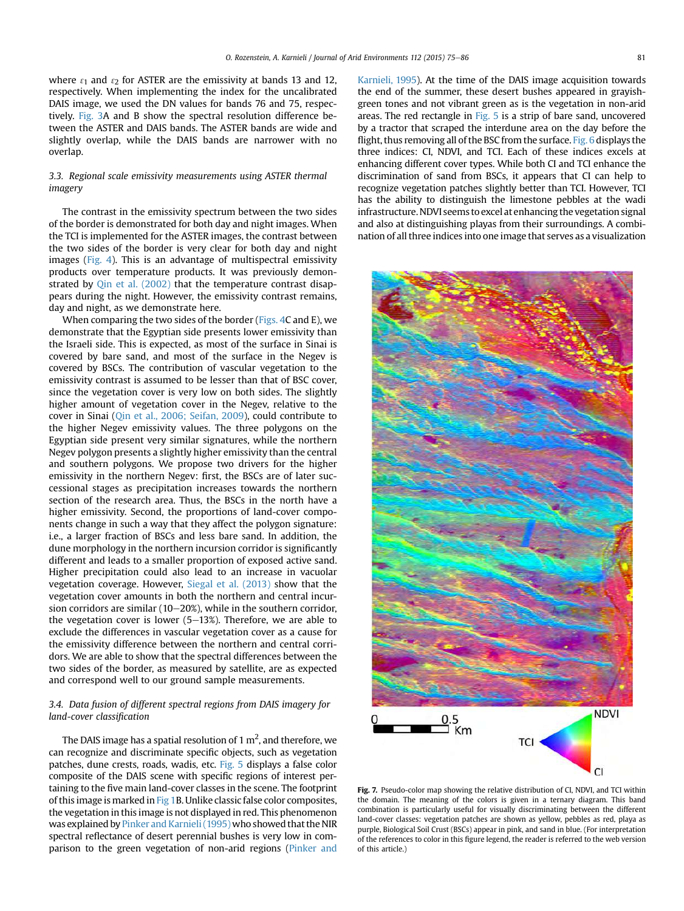where $\varepsilon_1$ and $\varepsilon_2$ for ASTER are the emissivity at bands 13 and 12, respectively. When implementing the index for the uncalibrated DAIS image, we used the DN values for bands 76 and 75, respectively. Fig. 3A and B show the spectral resolution difference between the ASTER and DAIS bands. The ASTER bands are wide and slightly overlap, while the DAIS bands are narrower with no overlap.

### 3.3. Regional scale emissivity measurements using ASTER thermal imagery

The contrast in the emissivity spectrum between the two sides of the border is demonstrated for both day and night images. When the TCI is implemented for the ASTER images, the contrast between the two sides of the border is very clear for both day and night images (Fig. 4). This is an advantage of multispectral emissivity products over temperature products. It was previously demonstrated by Qin et al. (2002) that the temperature contrast disappears during the night. However, the emissivity contrast remains, day and night, as we demonstrate here.

When comparing the two sides of the border (Figs. 4C and E), we demonstrate that the Egyptian side presents lower emissivity than the Israeli side. This is expected, as most of the surface in Sinai is covered by bare sand, and most of the surface in the Negev is covered by BSCs. The contribution of vascular vegetation to the emissivity contrast is assumed to be lesser than that of BSC cover, since the vegetation cover is very low on both sides. The slightly higher amount of vegetation cover in the Negev, relative to the cover in Sinai (Qin et al., 2006; Seifan, 2009), could contribute to the higher Negev emissivity values. The three polygons on the Egyptian side present very similar signatures, while the northern Negev polygon presents a slightly higher emissivity than the central and southern polygons. We propose two drivers for the higher emissivity in the northern Negev: first, the BSCs are of later successional stages as precipitation increases towards the northern section of the research area. Thus, the BSCs in the north have a higher emissivity. Second, the proportions of land-cover components change in such a way that they affect the polygon signature: i.e., a larger fraction of BSCs and less bare sand. In addition, the dune morphology in the northern incursion corridor is significantly different and leads to a smaller proportion of exposed active sand. Higher precipitation could also lead to an increase in vacuolar vegetation coverage. However, Siegal et al. (2013) show that the vegetation cover amounts in both the northern and central incursion corridors are similar (10–20%), while in the southern corridor, the vegetation cover is lower (5–13%). Therefore, we are able to exclude the differences in vascular vegetation cover as a cause for the emissivity difference between the northern and central corridors. We are able to show that the spectral differences between the two sides of the border, as measured by satellite, are as expected and correspond well to our ground sample measurements.

### 3.4. Data fusion of different spectral regions from DAIS imagery for land-cover classification

The DAIS image has a spatial resolution of 1 $m^2$, and therefore, we can recognize and discriminate specific objects, such as vegetation patches, dune crests, roads, wadis, etc. Fig. 5 displays a false color composite of the DAIS scene with specific regions of interest pertaining to the five main land-cover classes in the scene. The footprint of this image is marked in Fig 1B. Unlike classic false color composites, the vegetation in this image is not displayed in red. This phenomenon was explained by Pinker and Karnieli (1995) who showed that the NIR spectral reflectance of desert perennial bushes is very low in comparison to the green vegetation of non-arid regions (Pinker and Karnieli, 1995). At the time of the DAIS image acquisition towards the end of the summer, these desert bushes appeared in grayish-green tones and not vibrant green as is the vegetation in non-arid areas. The red rectangle in Fig. 5 is a strip of bare sand, uncovered by a tractor that scraped the interdune area on the day before the flight, thus removing all of the BSC from the surface. Fig. 6 displays the three indices: CI, NDVI, and TCI. Each of these indices excels at enhancing different cover types. While both CI and TCI enhance the discrimination of sand from BSCs, it appears that CI can help to recognize vegetation patches slightly better than TCI. However, TCI has the ability to distinguish the limestone pebbles at the wadi infrastructure. NDVI seems to excel at enhancing the vegetation signal and also at distinguishing playas from their surroundings. A combination of all three indices into one image that serves as a visualization

0
0.5
Km
NDVI
TCI
CI

**Fig. 7.** Pseudo-color map showing the relative distribution of CI, NDVI, and TCI within the domain. The meaning of the colors is given in a ternary diagram. This band combination is particularly useful for visually discriminating between the different land-cover classes: vegetation patches are shown as yellow, pebbles as red, playa as purple, Biological Soil Crust (BSCs) appear in pink, and sand in blue. (For interpretation of the references to color in this figure legend, the reader is referred to the web version of this article.)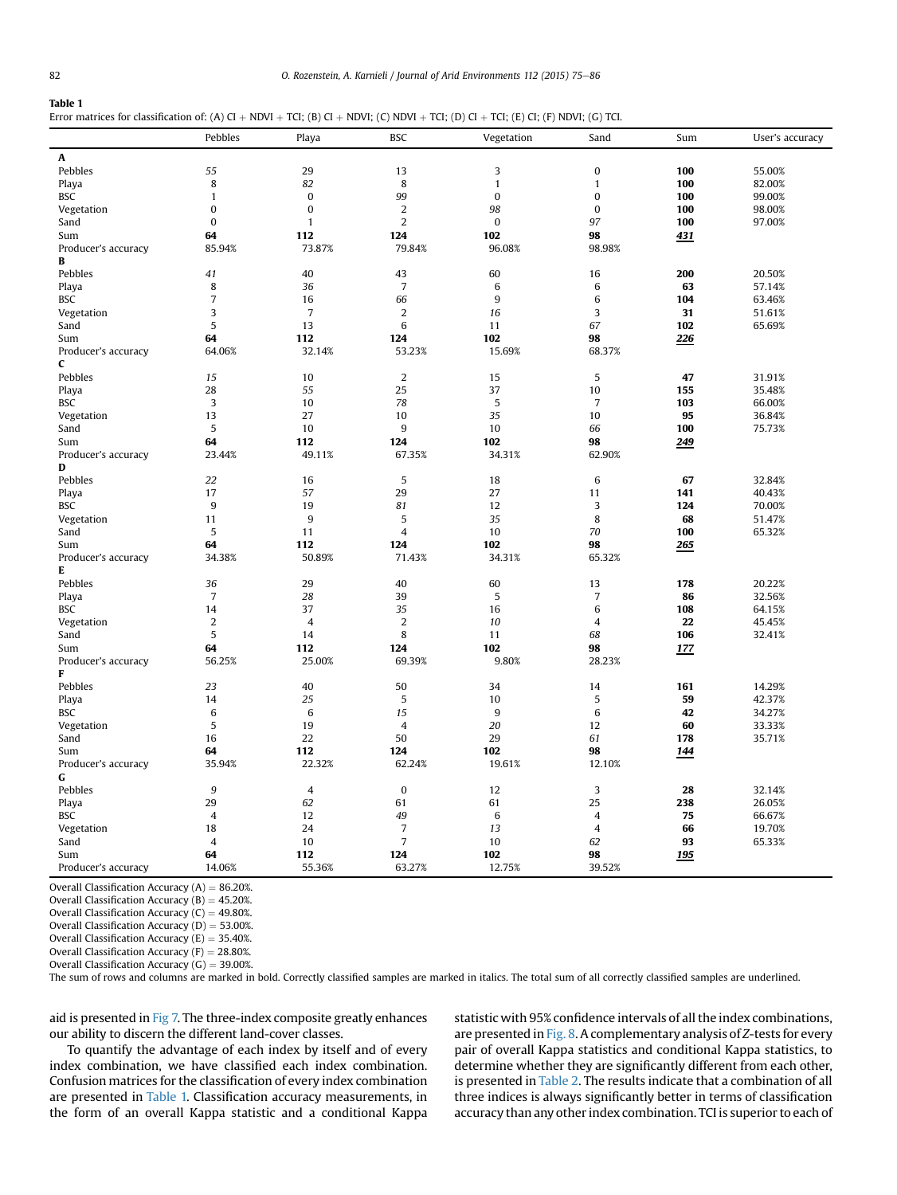**Table 1**
Error matrices for classification of: (A) CI + NDVI + TCI; (B) CI + NDVI; (C) NDVI + TCI; (D) CI + TCI; (E) CI; (F) NDVI; (G) TCI.

| | Pebbles | Playa | BSC | Vegetation | Sand | Sum | User's accuracy |
|---|---|---|---|---|---|---|---|
| **A** | | | | | | | |
| Pebbles | *55* | 29 | 13 | 3 | 0 | **100** | 55.00% |
| Playa | 8 | *82* | 8 | 1 | 1 | **100** | 82.00% |
| BSC | 1 | 0 | *99* | 0 | 0 | **100** | 99.00% |
| Vegetation | 0 | 0 | 2 | *98* | 0 | **100** | 98.00% |
| Sand | 0 | 1 | 2 | 0 | *97* | **100** | 97.00% |
| Sum | **64** | **112** | **124** | **102** | **98** | ***431*** | |
| Producer's accuracy | 85.94% | 73.87% | 79.84% | 96.08% | 98.98% | | |
| **B** | | | | | | | |
| Pebbles | *41* | 40 | 43 | 60 | 16 | **200** | 20.50% |
| Playa | 8 | *36* | 7 | 6 | 6 | **63** | 57.14% |
| BSC | 7 | 16 | *66* | 9 | 6 | **104** | 63.46% |
| Vegetation | 3 | 7 | 2 | *16* | 3 | **31** | 51.61% |
| Sand | 5 | 13 | 6 | 11 | *67* | **102** | 65.69% |
| Sum | **64** | **112** | **124** | **102** | **98** | ***226*** | |
| Producer's accuracy | 64.06% | 32.14% | 53.23% | 15.69% | 68.37% | | |
| **C** | | | | | | | |
| Pebbles | *15* | 10 | 2 | 15 | 5 | **47** | 31.91% |
| Playa | 28 | *55* | 25 | 37 | 10 | **155** | 35.48% |
| BSC | 3 | 10 | *78* | 5 | 7 | **103** | 66.00% |
| Vegetation | 13 | 27 | 10 | *35* | 10 | **95** | 36.84% |
| Sand | 5 | 10 | 9 | 10 | *66* | **100** | 75.73% |
| Sum | **64** | **112** | **124** | **102** | **98** | ***249*** | |
| Producer's accuracy | 23.44% | 49.11% | 67.35% | 34.31% | 62.90% | | |
| **D** | | | | | | | |
| Pebbles | *22* | 16 | 5 | 18 | 6 | **67** | 32.84% |
| Playa | 17 | *57* | 29 | 27 | 11 | **141** | 40.43% |
| BSC | 9 | 19 | *81* | 12 | 3 | **124** | 70.00% |
| Vegetation | 11 | 9 | 5 | *35* | 8 | **68** | 51.47% |
| Sand | 5 | 11 | 4 | 10 | *70* | **100** | 65.32% |
| Sum | **64** | **112** | **124** | **102** | **98** | ***265*** | |
| Producer's accuracy | 34.38% | 50.89% | 71.43% | 34.31% | 65.32% | | |
| **E** | | | | | | | |
| Pebbles | *36* | 29 | 40 | 60 | 13 | **178** | 20.22% |
| Playa | 7 | *28* | 39 | 5 | 7 | **86** | 32.56% |
| BSC | 14 | 37 | *35* | 16 | 6 | **108** | 64.15% |
| Vegetation | 2 | 4 | 2 | *10* | 4 | **22** | 45.45% |
| Sand | 5 | 14 | 8 | 11 | *68* | **106** | 32.41% |
| Sum | **64** | **112** | **124** | **102** | **98** | ***177*** | |
| Producer's accuracy | 56.25% | 25.00% | 69.39% | 9.80% | 28.23% | | |
| **F** | | | | | | | |
| Pebbles | *23* | 40 | 50 | 34 | 14 | **161** | 14.29% |
| Playa | 14 | *25* | 5 | 10 | 5 | **59** | 42.37% |
| BSC | 6 | 6 | *15* | 9 | 6 | **42** | 34.27% |
| Vegetation | 5 | 19 | 4 | *20* | 12 | **60** | 33.33% |
| Sand | 16 | 22 | 50 | 29 | *61* | **178** | 35.71% |
| Sum | **64** | **112** | **124** | **102** | **98** | ***144*** | |
| Producer's accuracy | 35.94% | 22.32% | 62.24% | 19.61% | 12.10% | | |
| **G** | | | | | | | |
| Pebbles | *9* | 4 | 0 | 12 | 3 | **28** | 32.14% |
| Playa | 29 | *62* | 61 | 61 | 25 | **238** | 26.05% |
| BSC | 4 | 12 | *49* | 6 | 4 | **75** | 66.67% |
| Vegetation | 18 | 24 | 7 | *13* | 4 | **66** | 19.70% |
| Sand | 4 | 10 | 7 | 10 | *62* | **93** | 65.33% |
| Sum | **64** | **112** | **124** | **102** | **98** | ***195*** | |
| Producer's accuracy | 14.06% | 55.36% | 63.27% | 12.75% | 39.52% | | |

Overall Classification Accuracy (A) = 86.20%.
Overall Classification Accuracy (B) = 45.20%.
Overall Classification Accuracy (C) = 49.80%.
Overall Classification Accuracy (D) = 53.00%.
Overall Classification Accuracy (E) = 35.40%.
Overall Classification Accuracy (F) = 28.80%.
Overall Classification Accuracy (G) = 39.00%.
The sum of rows and columns are marked in bold. Correctly classified samples are marked in italics. The total sum of all correctly classified samples are underlined.

aid is presented in Fig 7. The three-index composite greatly enhances our ability to discern the different land-cover classes.

To quantify the advantage of each index by itself and of every index combination, we have classified each index combination. Confusion matrices for the classification of every index combination are presented in Table 1. Classification accuracy measurements, in the form of an overall Kappa statistic and a conditional Kappa statistic with 95% confidence intervals of all the index combinations, are presented in Fig. 8. A complementary analysis of *Z*-tests for every pair of overall Kappa statistics and conditional Kappa statistics, to determine whether they are significantly different from each other, is presented in Table 2. The results indicate that a combination of all three indices is always significantly better in terms of classification accuracy than any other index combination. TCI is superior to each of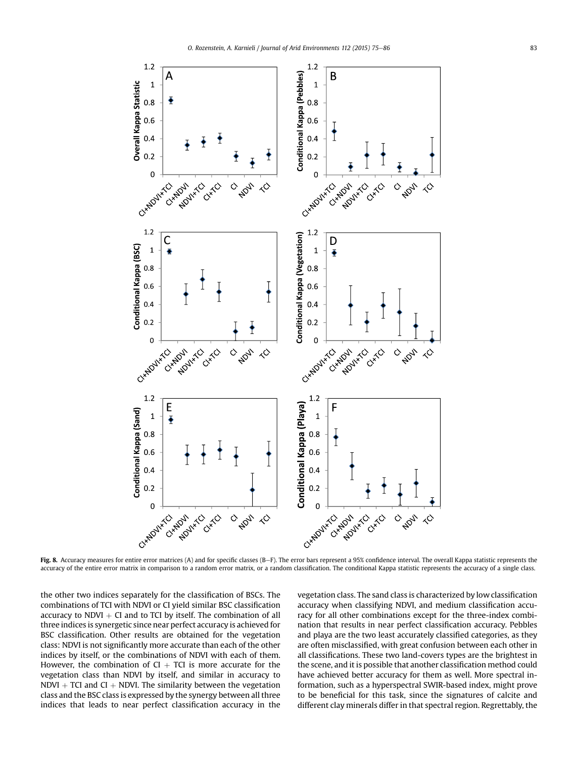**Fig. 8.** Accuracy measures for entire error matrices (A) and for specific classes (B–F). The error bars represent a 95% confidence interval. The overall Kappa statistic represents the accuracy of the entire error matrix in comparison to a random error matrix, or a random classification. The conditional Kappa statistic represents the accuracy of a single class.

the other two indices separately for the classification of BSCs. The combinations of TCI with NDVI or CI yield similar BSC classification accuracy to NDVI + CI and to TCI by itself. The combination of all three indices is synergetic since near perfect accuracy is achieved for BSC classification. Other results are obtained for the vegetation class: NDVI is not significantly more accurate than each of the other indices by itself, or the combinations of NDVI with each of them. However, the combination of CI + TCI is more accurate for the vegetation class than NDVI by itself, and similar in accuracy to NDVI + TCI and CI + NDVI. The similarity between the vegetation class and the BSC class is expressed by the synergy between all three indices that leads to near perfect classification accuracy in the vegetation class. The sand class is characterized by low classification accuracy when classifying NDVI, and medium classification accuracy for all other combinations except for the three-index combination that results in near perfect classification accuracy. Pebbles and playa are the two least accurately classified categories, as they are often misclassified, with great confusion between each other in all classifications. These two land-covers types are the brightest in the scene, and it is possible that another classification method could have achieved better accuracy for them as well. More spectral information, such as a hyperspectral SWIR-based index, might prove to be beneficial for this task, since the signatures of calcite and different clay minerals differ in that spectral region. Regrettably, the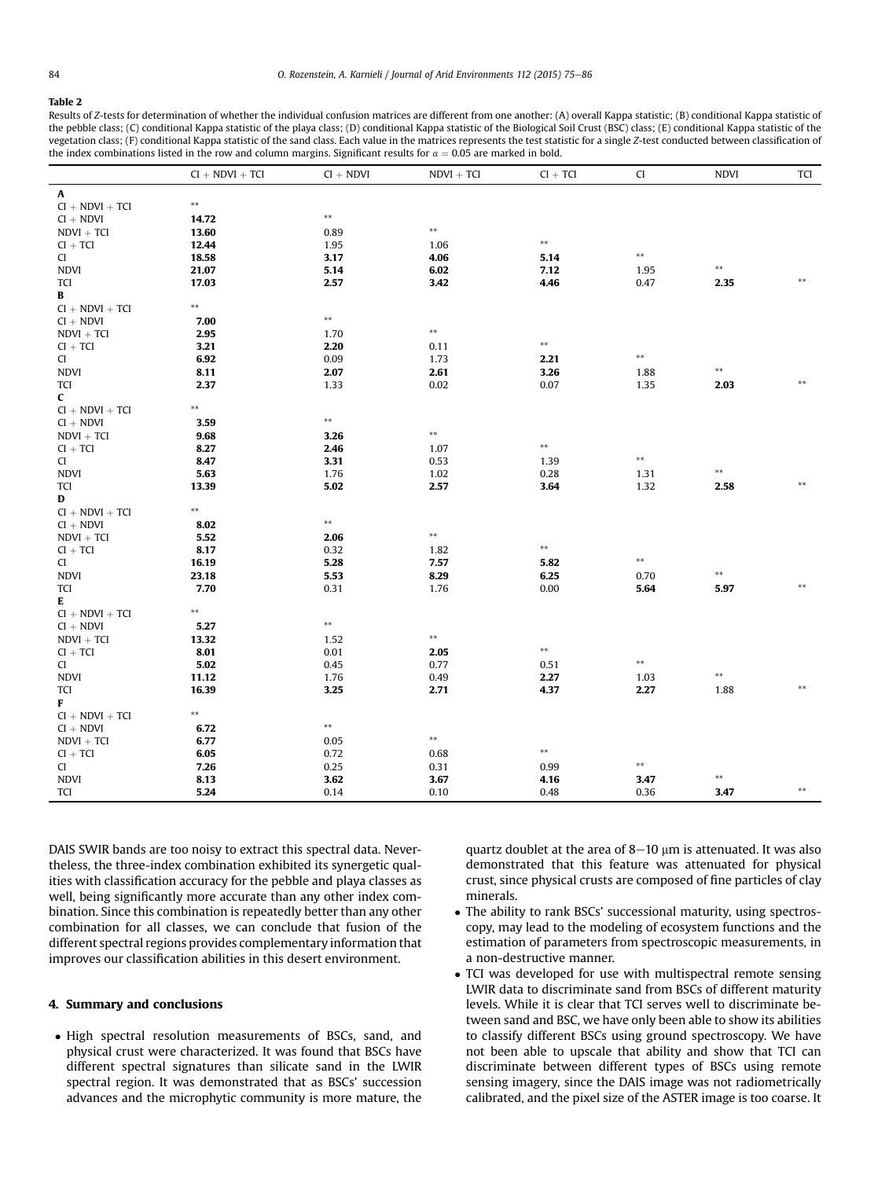**Table 2**

Results of Z-tests for determination of whether the individual confusion matrices are different from one another: (A) overall Kappa statistic; (B) conditional Kappa statistic of the pebble class; (C) conditional Kappa statistic of the playa class; (D) conditional Kappa statistic of the Biological Soil Crust (BSC) class; (E) conditional Kappa statistic of the vegetation class; (F) conditional Kappa statistic of the sand class. Each value in the matrices represents the test statistic for a single Z-test conducted between classification of the index combinations listed in the row and column margins. Significant results for $\alpha = 0.05$ are marked in bold.

| | CI + NDVI + TCI | CI + NDVI | NDVI + TCI | CI + TCI | CI | NDVI | TCI |
|---|---|---|---|---|---|---|---|
| **A** | | | | | | | |
| CI + NDVI + TCI | ** | | | | | | |
| CI + NDVI | **14.72** | ** | | | | | |
| NDVI + TCI | **13.60** | 0.89 | ** | | | | |
| CI + TCI | **12.44** | 1.95 | 1.06 | ** | | | |
| CI | **18.58** | **3.17** | **4.06** | **5.14** | ** | | |
| NDVI | **21.07** | **5.14** | **6.02** | **7.12** | 1.95 | ** | |
| TCI | **17.03** | **2.57** | **3.42** | **4.46** | 0.47 | **2.35** | ** |
| **B** | | | | | | | |
| CI + NDVI + TCI | ** | | | | | | |
| CI + NDVI | **7.00** | ** | | | | | |
| NDVI + TCI | **2.95** | 1.70 | ** | | | | |
| CI + TCI | **3.21** | **2.20** | 0.11 | ** | | | |
| CI | **6.92** | 0.09 | 1.73 | **2.21** | ** | | |
| NDVI | **8.11** | **2.07** | **2.61** | **3.26** | 1.88 | ** | |
| TCI | **2.37** | 1.33 | 0.02 | 0.07 | 1.35 | **2.03** | ** |
| **C** | | | | | | | |
| CI + NDVI + TCI | ** | | | | | | |
| CI + NDVI | **3.59** | ** | | | | | |
| NDVI + TCI | **9.68** | **3.26** | ** | | | | |
| CI + TCI | **8.27** | **2.46** | 1.07 | ** | | | |
| CI | **8.47** | **3.31** | 0.53 | 1.39 | ** | | |
| NDVI | **5.63** | 1.76 | 1.02 | 0.28 | 1.31 | ** | |
| TCI | **13.39** | **5.02** | **2.57** | **3.64** | 1.32 | **2.58** | ** |
| **D** | | | | | | | |
| CI + NDVI + TCI | ** | | | | | | |
| CI + NDVI | **8.02** | ** | | | | | |
| NDVI + TCI | **5.52** | **2.06** | ** | | | | |
| CI + TCI | **8.17** | 0.32 | 1.82 | ** | | | |
| CI | **16.19** | **5.28** | **7.57** | **5.82** | ** | | |
| NDVI | **23.18** | **5.53** | **8.29** | **6.25** | 0.70 | ** | |
| TCI | **7.70** | 0.31 | 1.76 | 0.00 | **5.64** | **5.97** | ** |
| **E** | | | | | | | |
| CI + NDVI + TCI | ** | | | | | | |
| CI + NDVI | **5.27** | ** | | | | | |
| NDVI + TCI | **13.32** | 1.52 | ** | | | | |
| CI + TCI | **8.01** | 0.01 | **2.05** | ** | | | |
| CI | **5.02** | 0.45 | 0.77 | 0.51 | ** | | |
| NDVI | **11.12** | 1.76 | 0.49 | **2.27** | 1.03 | ** | |
| TCI | **16.39** | **3.25** | **2.71** | **4.37** | **2.27** | 1.88 | ** |
| **F** | | | | | | | |
| CI + NDVI + TCI | ** | | | | | | |
| CI + NDVI | **6.72** | ** | | | | | |
| NDVI + TCI | **6.77** | 0.05 | ** | | | | |
| CI + TCI | **6.05** | 0.72 | 0.68 | ** | | | |
| CI | **7.26** | 0.25 | 0.31 | 0.99 | ** | | |
| NDVI | **8.13** | **3.62** | **3.67** | **4.16** | **3.47** | ** | |
| TCI | **5.24** | 0.14 | 0.10 | 0.48 | 0.36 | **3.47** | ** |

DAIS SWIR bands are too noisy to extract this spectral data. Nevertheless, the three-index combination exhibited its synergetic qualities with classification accuracy for the pebble and playa classes as well, being significantly more accurate than any other index combination. Since this combination is repeatedly better than any other combination for all classes, we can conclude that fusion of the different spectral regions provides complementary information that improves our classification abilities in this desert environment.

## 4. Summary and conclusions

- High spectral resolution measurements of BSCs, sand, and physical crust were characterized. It was found that BSCs have different spectral signatures than silicate sand in the LWIR spectral region. It was demonstrated that as BSCs' succession advances and the microphytic community is more mature, the quartz doublet at the area of 8–10 μm is attenuated. It was also demonstrated that this feature was attenuated for physical crust, since physical crusts are composed of fine particles of clay minerals.
- The ability to rank BSCs' successional maturity, using spectroscopy, may lead to the modeling of ecosystem functions and the estimation of parameters from spectroscopic measurements, in a non-destructive manner.
- TCI was developed for use with multispectral remote sensing LWIR data to discriminate sand from BSCs of different maturity levels. While it is clear that TCI serves well to discriminate between sand and BSC, we have only been able to show its abilities to classify different BSCs using ground spectroscopy. We have not been able to upscale that ability and show that TCI can discriminate between different types of BSCs using remote sensing imagery, since the DAIS image was not radiometrically calibrated, and the pixel size of the ASTER image is too coarse. It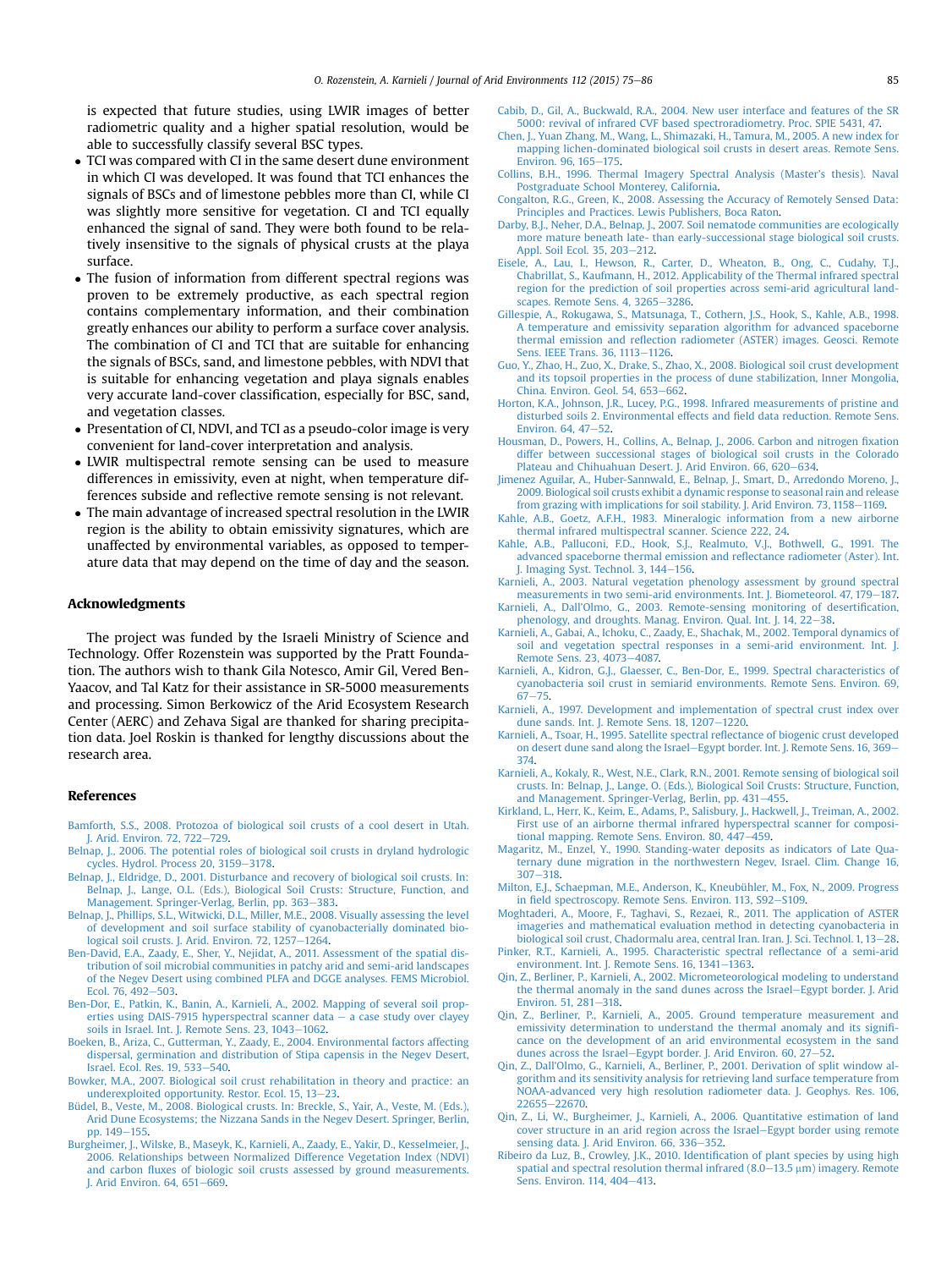is expected that future studies, using LWIR images of better radiometric quality and a higher spatial resolution, would be able to successfully classify several BSC types.

- TCI was compared with CI in the same desert dune environment in which CI was developed. It was found that TCI enhances the signals of BSCs and of limestone pebbles more than CI, while CI was slightly more sensitive for vegetation. CI and TCI equally enhanced the signal of sand. They were both found to be relatively insensitive to the signals of physical crusts at the playa surface.
- The fusion of information from different spectral regions was proven to be extremely productive, as each spectral region contains complementary information, and their combination greatly enhances our ability to perform a surface cover analysis. The combination of CI and TCI that are suitable for enhancing the signals of BSCs, sand, and limestone pebbles, with NDVI that is suitable for enhancing vegetation and playa signals enables very accurate land-cover classification, especially for BSC, sand, and vegetation classes.
- Presentation of CI, NDVI, and TCI as a pseudo-color image is very convenient for land-cover interpretation and analysis.
- LWIR multispectral remote sensing can be used to measure differences in emissivity, even at night, when temperature differences subside and reflective remote sensing is not relevant.
- The main advantage of increased spectral resolution in the LWIR region is the ability to obtain emissivity signatures, which are unaffected by environmental variables, as opposed to temperature data that may depend on the time of day and the season.

## Acknowledgments

The project was funded by the Israeli Ministry of Science and Technology. Offer Rozenstein was supported by the Pratt Foundation. The authors wish to thank Gila Notesco, Amir Gil, Vered Ben-Yaacov, and Tal Katz for their assistance in SR-5000 measurements and processing. Simon Berkowicz of the Arid Ecosystem Research Center (AERC) and Zehava Sigal are thanked for sharing precipitation data. Joel Roskin is thanked for lengthy discussions about the research area.

## References

Bamforth, S.S., 2008. Protozoa of biological soil crusts of a cool desert in Utah. J. Arid. Environ. 72, 722–729.

Belnap, J., 2006. The potential roles of biological soil crusts in dryland hydrologic cycles. Hydrol. Process 20, 3159–3178.

Belnap, J., Eldridge, D., 2001. Disturbance and recovery of biological soil crusts. In: Belnap, J., Lange, O.L. (Eds.), Biological Soil Crusts: Structure, Function, and Management. Springer-Verlag, Berlin, pp. 363–383.

Belnap, J., Phillips, S.L., Witwicki, D.L., Miller, M.E., 2008. Visually assessing the level of development and soil surface stability of cyanobacterially dominated biological soil crusts. J. Arid. Environ. 72, 1257–1264.

Ben-David, E.A., Zaady, E., Sher, Y., Nejidat, A., 2011. Assessment of the spatial distribution of soil microbial communities in patchy arid and semi-arid landscapes of the Negev Desert using combined PLFA and DGGE analyses. FEMS Microbiol. Ecol. 76, 492–503.

Ben-Dor, E., Patkin, K., Banin, A., Karnieli, A., 2002. Mapping of several soil properties using DAIS-7915 hyperspectral scanner data – a case study over clayey soils in Israel. Int. J. Remote Sens. 23, 1043–1062.

Boeken, B., Ariza, C., Gutterman, Y., Zaady, E., 2004. Environmental factors affecting dispersal, germination and distribution of Stipa capensis in the Negev Desert, Israel. Ecol. Res. 19, 533–540.

Bowker, M.A., 2007. Biological soil crust rehabilitation in theory and practice: an underexploited opportunity. Restor. Ecol. 15, 13–23.

Büdel, B., Veste, M., 2008. Biological crusts. In: Breckle, S., Yair, A., Veste, M. (Eds.), Arid Dune Ecosystems; the Nizzana Sands in the Negev Desert. Springer, Berlin, pp. 149–155.

Burgheimer, J., Wilske, B., Maseyk, K., Karnieli, A., Zaady, E., Yakir, D., Kesselmeier, J., 2006. Relationships between Normalized Difference Vegetation Index (NDVI) and carbon fluxes of biologic soil crusts assessed by ground measurements. J. Arid Environ. 64, 651–669.

Cabib, D., Gil, A., Buckwald, R.A., 2004. New user interface and features of the SR 5000: revival of infrared CVF based spectroradiometry. Proc. SPIE 5431, 47.

Chen, J., Yuan Zhang, M., Wang, L., Shimazaki, H., Tamura, M., 2005. A new index for mapping lichen-dominated biological soil crusts in desert areas. Remote Sens. Environ. 96, 165–175.

Collins, B.H., 1996. Thermal Imagery Spectral Analysis (Master's thesis). Naval Postgraduate School Monterey, California.

Congalton, R.G., Green, K., 2008. Assessing the Accuracy of Remotely Sensed Data: Principles and Practices. Lewis Publishers, Boca Raton.

Darby, B.J., Neher, D.A., Belnap, J., 2007. Soil nematode communities are ecologically more mature beneath late- than early-successional stage biological soil crusts. Appl. Soil Ecol. 35, 203–212.

Eisele, A., Lau, I., Hewson, R., Carter, D., Wheaton, B., Ong, C., Cudahy, T.J., Chabrillat, S., Kaufmann, H., 2012. Applicability of the Thermal infrared spectral region for the prediction of soil properties across semi-arid agricultural landscapes. Remote Sens. 4, 3265–3286.

Gillespie, A., Rokugawa, S., Matsunaga, T., Cothern, J.S., Hook, S., Kahle, A.B., 1998. A temperature and emissivity separation algorithm for advanced spaceborne thermal emission and reflection radiometer (ASTER) images. Geosci. Remote Sens. IEEE Trans. 36, 1113–1126.

Guo, Y., Zhao, H., Zuo, X., Drake, S., Zhao, X., 2008. Biological soil crust development and its topsoil properties in the process of dune stabilization, Inner Mongolia, China. Environ. Geol. 54, 653–662.

Horton, K.A., Johnson, J.R., Lucey, P.G., 1998. Infrared measurements of pristine and disturbed soils 2. Environmental effects and field data reduction. Remote Sens. Environ. 64, 47–52.

Housman, D., Powers, H., Collins, A., Belnap, J., 2006. Carbon and nitrogen fixation differ between successional stages of biological soil crusts in the Colorado Plateau and Chihuahuan Desert. J. Arid Environ. 66, 620–634.

Jimenez Aguilar, A., Huber-Sannwald, E., Belnap, J., Smart, D., Arredondo Moreno, J., 2009. Biological soil crusts exhibit a dynamic response to seasonal rain and release from grazing with implications for soil stability. J. Arid Environ. 73, 1158–1169.

Kahle, A.B., Goetz, A.F.H., 1983. Mineralogic information from a new airborne thermal infrared multispectral scanner. Science 222, 24.

Kahle, A.B., Palluconi, F.D., Hook, S.J., Realmuto, V.J., Bothwell, G., 1991. The advanced spaceborne thermal emission and reflectance radiometer (Aster). Int. J. Imaging Syst. Technol. 3, 144–156.

Karnieli, A., 2003. Natural vegetation phenology assessment by ground spectral measurements in two semi-arid environments. Int. J. Biometeorol. 47, 179–187.

Karnieli, A., Dall'Olmo, G., 2003. Remote-sensing monitoring of desertification, phenology, and droughts. Manag. Environ. Qual. Int. J. 14, 22–38.

Karnieli, A., Gabai, A., Ichoku, C., Zaady, E., Shachak, M., 2002. Temporal dynamics of soil and vegetation spectral responses in a semi-arid environment. Int. J. Remote Sens. 23, 4073–4087.

Karnieli, A., Kidron, G.J., Glaesser, C., Ben-Dor, E., 1999. Spectral characteristics of cyanobacteria soil crust in semiarid environments. Remote Sens. Environ. 69, 67–75.

Karnieli, A., 1997. Development and implementation of spectral crust index over dune sands. Int. J. Remote Sens. 18, 1207–1220.

Karnieli, A., Tsoar, H., 1995. Satellite spectral reflectance of biogenic crust developed on desert dune sand along the Israel–Egypt border. Int. J. Remote Sens. 16, 369–374.

Karnieli, A., Kokaly, R., West, N.E., Clark, R.N., 2001. Remote sensing of biological soil crusts. In: Belnap, J., Lange, O. (Eds.), Biological Soil Crusts: Structure, Function, and Management. Springer-Verlag, Berlin, pp. 431–455.

Kirkland, L., Herr, K., Keim, E., Adams, P., Salisbury, J., Hackwell, J., Treiman, A., 2002. First use of an airborne thermal infrared hyperspectral scanner for compositional mapping. Remote Sens. Environ. 80, 447–459.

Magaritz, M., Enzel, Y., 1990. Standing-water deposits as indicators of Late Quaternary dune migration in the northwestern Negev, Israel. Clim. Change 16, 307–318.

Milton, E.J., Schaepman, M.E., Anderson, K., Kneubühler, M., Fox, N., 2009. Progress in field spectroscopy. Remote Sens. Environ. 113, S92–S109.

Moghtaderi, A., Moore, F., Taghavi, S., Rezaei, R., 2011. The application of ASTER imageries and mathematical evaluation method in detecting cyanobacteria in biological soil crust, Chadormalu area, central Iran. Iran. J. Sci. Technol. 1, 13–28.

Pinker, R.T., Karnieli, A., 1995. Characteristic spectral reflectance of a semi-arid environment. Int. J. Remote Sens. 16, 1341–1363.

Qin, Z., Berliner, P., Karnieli, A., 2002. Micrometeorological modeling to understand the thermal anomaly in the sand dunes across the Israel–Egypt border. J. Arid Environ. 51, 281–318.

Qin, Z., Berliner, P., Karnieli, A., 2005. Ground temperature measurement and emissivity determination to understand the thermal anomaly and its significance on the development of an arid environmental ecosystem in the sand dunes across the Israel–Egypt border. J. Arid Environ. 60, 27–52.

Qin, Z., Dall'Olmo, G., Karnieli, A., Berliner, P., 2001. Derivation of split window algorithm and its sensitivity analysis for retrieving land surface temperature from NOAA-advanced very high resolution radiometer data. J. Geophys. Res. 106, 22655–22670.

Qin, Z., Li, W., Burgheimer, J., Karnieli, A., 2006. Quantitative estimation of land cover structure in an arid region across the Israel–Egypt border using remote sensing data. J. Arid Environ. 66, 336–352.

Ribeiro da Luz, B., Crowley, J.K., 2010. Identification of plant species by using high spatial and spectral resolution thermal infrared (8.0–13.5 μm) imagery. Remote Sens. Environ. 114, 404–413.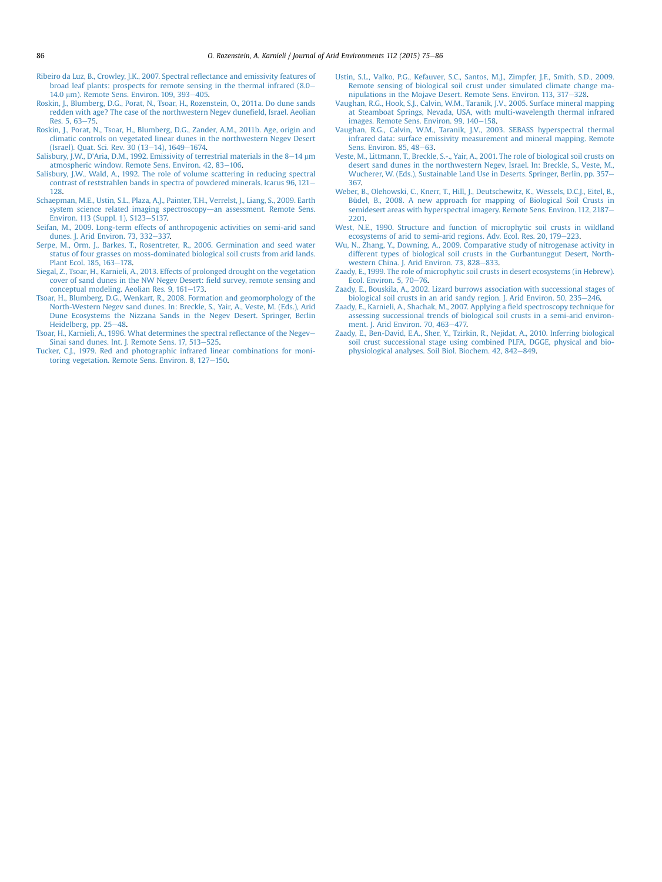Ribeiro da Luz, B., Crowley, J.K., 2007. Spectral reflectance and emissivity features of broad leaf plants: prospects for remote sensing in the thermal infrared (8.0–14.0 μm). Remote Sens. Environ. 109, 393–405.

Roskin, J., Blumberg, D.G., Porat, N., Tsoar, H., Rozenstein, O., 2011a. Do dune sands redden with age? The case of the northwestern Negev dunefield, Israel. Aeolian Res. 5, 63–75.

Roskin, J., Porat, N., Tsoar, H., Blumberg, D.G., Zander, A.M., 2011b. Age, origin and climatic controls on vegetated linear dunes in the northwestern Negev Desert (Israel). Quat. Sci. Rev. 30 (13–14), 1649–1674.

Salisbury, J.W., D'Aria, D.M., 1992. Emissivity of terrestrial materials in the 8–14 μm atmospheric window. Remote Sens. Environ. 42, 83–106.

Salisbury, J.W., Wald, A., 1992. The role of volume scattering in reducing spectral contrast of reststrahlen bands in spectra of powdered minerals. Icarus 96, 121–128.

Schaepman, M.E., Ustin, S.L., Plaza, A.J., Painter, T.H., Verrelst, J., Liang, S., 2009. Earth system science related imaging spectroscopy—an assessment. Remote Sens. Environ. 113 (Suppl. 1), S123–S137.

Seifan, M., 2009. Long-term effects of anthropogenic activities on semi-arid sand dunes. J. Arid Environ. 73, 332–337.

Serpe, M., Orm, J., Barkes, T., Rosentreter, R., 2006. Germination and seed water status of four grasses on moss-dominated biological soil crusts from arid lands. Plant Ecol. 185, 163–178.

Siegal, Z., Tsoar, H., Karnieli, A., 2013. Effects of prolonged drought on the vegetation cover of sand dunes in the NW Negev Desert: field survey, remote sensing and conceptual modeling. Aeolian Res. 9, 161–173.

Tsoar, H., Blumberg, D.G., Wenkart, R., 2008. Formation and geomorphology of the North-Western Negev sand dunes. In: Breckle, S., Yair, A., Veste, M. (Eds.), Arid Dune Ecosystems the Nizzana Sands in the Negev Desert. Springer, Berlin Heidelberg, pp. 25–48.

Tsoar, H., Karnieli, A., 1996. What determines the spectral reflectance of the Negev–Sinai sand dunes. Int. J. Remote Sens. 17, 513–525.

Tucker, C.J., 1979. Red and photographic infrared linear combinations for monitoring vegetation. Remote Sens. Environ. 8, 127–150.

Ustin, S.L., Valko, P.G., Kefauver, S.C., Santos, M.J., Zimpfer, J.F., Smith, S.D., 2009. Remote sensing of biological soil crust under simulated climate change manipulations in the Mojave Desert. Remote Sens. Environ. 113, 317–328.

Vaughan, R.G., Hook, S.J., Calvin, W.M., Taranik, J.V., 2005. Surface mineral mapping at Steamboat Springs, Nevada, USA, with multi-wavelength thermal infrared images. Remote Sens. Environ. 99, 140–158.

Vaughan, R.G., Calvin, W.M., Taranik, J.V., 2003. SEBASS hyperspectral thermal infrared data: surface emissivity measurement and mineral mapping. Remote Sens. Environ. 85, 48–63.

Veste, M., Littmann, T., Breckle, S.-., Yair, A., 2001. The role of biological soil crusts on desert sand dunes in the northwestern Negev, Israel. In: Breckle, S., Veste, M., Wucherer, W. (Eds.), Sustainable Land Use in Deserts. Springer, Berlin, pp. 357–367.

Weber, B., Olehowski, C., Knerr, T., Hill, J., Deutschewitz, K., Wessels, D.C.J., Eitel, B., Büdel, B., 2008. A new approach for mapping of Biological Soil Crusts in semidesert areas with hyperspectral imagery. Remote Sens. Environ. 112, 2187–2201.

West, N.E., 1990. Structure and function of microphytic soil crusts in wildland ecosystems of arid to semi-arid regions. Adv. Ecol. Res. 20, 179–223.

Wu, N., Zhang, Y., Downing, A., 2009. Comparative study of nitrogenase activity in different types of biological soil crusts in the Gurbantunggut Desert, Northwestern China. J. Arid Environ. 73, 828–833.

Zaady, E., 1999. The role of microphytic soil crusts in desert ecosystems (in Hebrew). Ecol. Environ. 5, 70–76.

Zaady, E., Bouskila, A., 2002. Lizard burrows association with successional stages of biological soil crusts in an arid sandy region. J. Arid Environ. 50, 235–246.

Zaady, E., Karnieli, A., Shachak, M., 2007. Applying a field spectroscopy technique for assessing successional trends of biological soil crusts in a semi-arid environment. J. Arid Environ. 70, 463–477.

Zaady, E., Ben-David, E.A., Sher, Y., Tzirkin, R., Nejidat, A., 2010. Inferring biological soil crust successional stage using combined PLFA, DGGE, physical and biophysiological analyses. Soil Biol. Biochem. 42, 842–849.